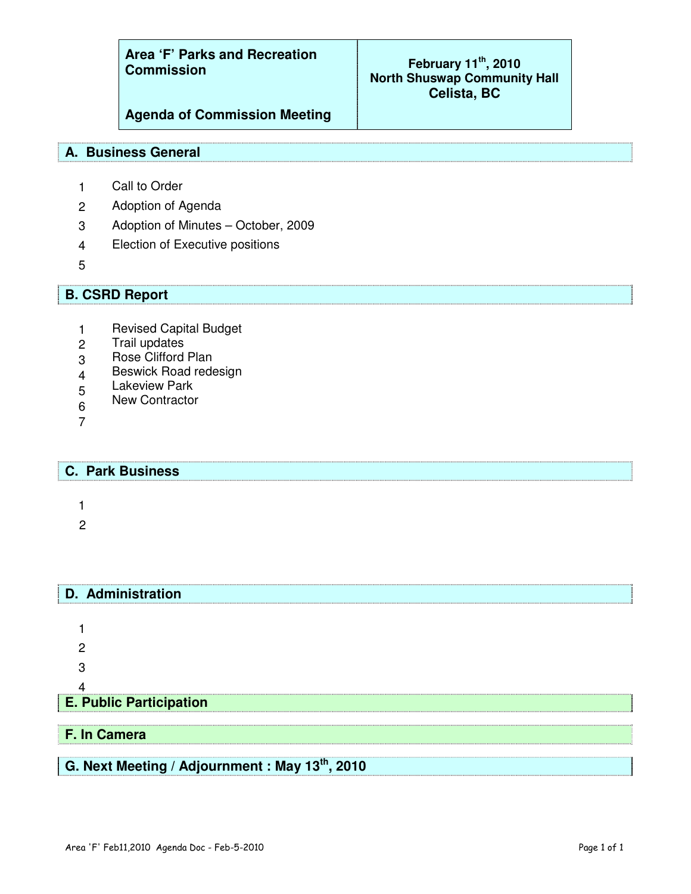| Area ‘F’ Parks and Recreation Commission<br><br>Agenda of Commission Meeting | February 11th, 2010<br>North Shuswap Community Hall<br>Celista, BC |
|---|---|

## A. Business General

1. Call to Order
2. Adoption of Agenda
3. Adoption of Minutes – October, 2009
4. Election of Executive positions
5. 

## B. CSRD Report

1. Revised Capital Budget
2. Trail updates
3. Rose Clifford Plan
4. Beswick Road redesign
5. Lakeview Park
6. New Contractor
7. 

## C. Park Business

1. 
2. 

## D. Administration

1. 
2. 
3. 
4. 

## E. Public Participation

## F. In Camera

## G. Next Meeting / Adjournment : May 13th, 2010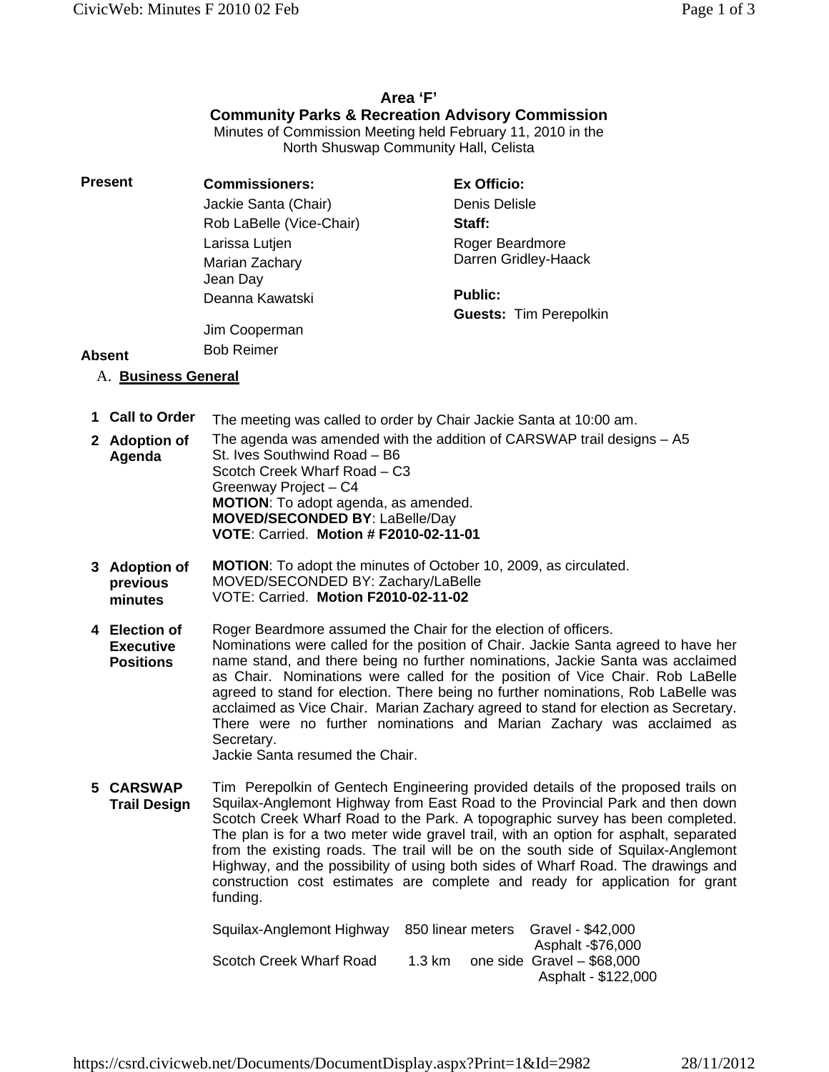# Area 'F'
## Community Parks & Recreation Advisory Commission

Minutes of Commission Meeting held February 11, 2010 in the North Shuswap Community Hall, Celista

| | Commissioners: | Ex Officio: |
|---|---|---|
| **Present** | Jackie Santa (Chair) | Denis Delisle |
| | Rob LaBelle (Vice-Chair) | **Staff:** |
| | Larissa Lutjen | Roger Beardmore |
| | Marian Zachary | Darren Gridley-Haack |
| | Jean Day | |
| | Deanna Kawatski | **Public:** |
| | | **Guests:** Tim Perepolkin |
| | Jim Cooperman | |
| **Absent** | Bob Reimer | |

### A. Business General

**1 Call to Order**
The meeting was called to order by Chair Jackie Santa at 10:00 am.

**2 Adoption of Agenda**
The agenda was amended with the addition of CARSWAP trail designs – A5
St. Ives Southwind Road – B6
Scotch Creek Wharf Road – C3
Greenway Project – C4
**MOTION**: To adopt agenda, as amended.
**MOVED/SECONDED BY**: LaBelle/Day
**VOTE**: Carried. **Motion # F2010-02-11-01**

**3 Adoption of previous minutes**
**MOTION**: To adopt the minutes of October 10, 2009, as circulated.
MOVED/SECONDED BY: Zachary/LaBelle
VOTE: Carried. **Motion F2010-02-11-02**

**4 Election of Executive Positions**
Roger Beardmore assumed the Chair for the election of officers.
Nominations were called for the position of Chair. Jackie Santa agreed to have her name stand, and there being no further nominations, Jackie Santa was acclaimed as Chair. Nominations were called for the position of Vice Chair. Rob LaBelle agreed to stand for election. There being no further nominations, Rob LaBelle was acclaimed as Vice Chair. Marian Zachary agreed to stand for election as Secretary. There were no further nominations and Marian Zachary was acclaimed as Secretary.
Jackie Santa resumed the Chair.

**5 CARSWAP Trail Design**
Tim Perepolkin of Gentech Engineering provided details of the proposed trails on Squilax-Anglemont Highway from East Road to the Provincial Park and then down Scotch Creek Wharf Road to the Park. A topographic survey has been completed. The plan is for a two meter wide gravel trail, with an option for asphalt, separated from the existing roads. The trail will be on the south side of Squilax-Anglemont Highway, and the possibility of using both sides of Wharf Road. The drawings and construction cost estimates are complete and ready for application for grant funding.

| | | | |
|---|---|---|---|
| Squilax-Anglemont Highway | 850 linear meters | | Gravel - $42,000 |
| | | | Asphalt -$76,000 |
| Scotch Creek Wharf Road | 1.3 km | one side | Gravel – $68,000 |
| | | | Asphalt - $122,000 |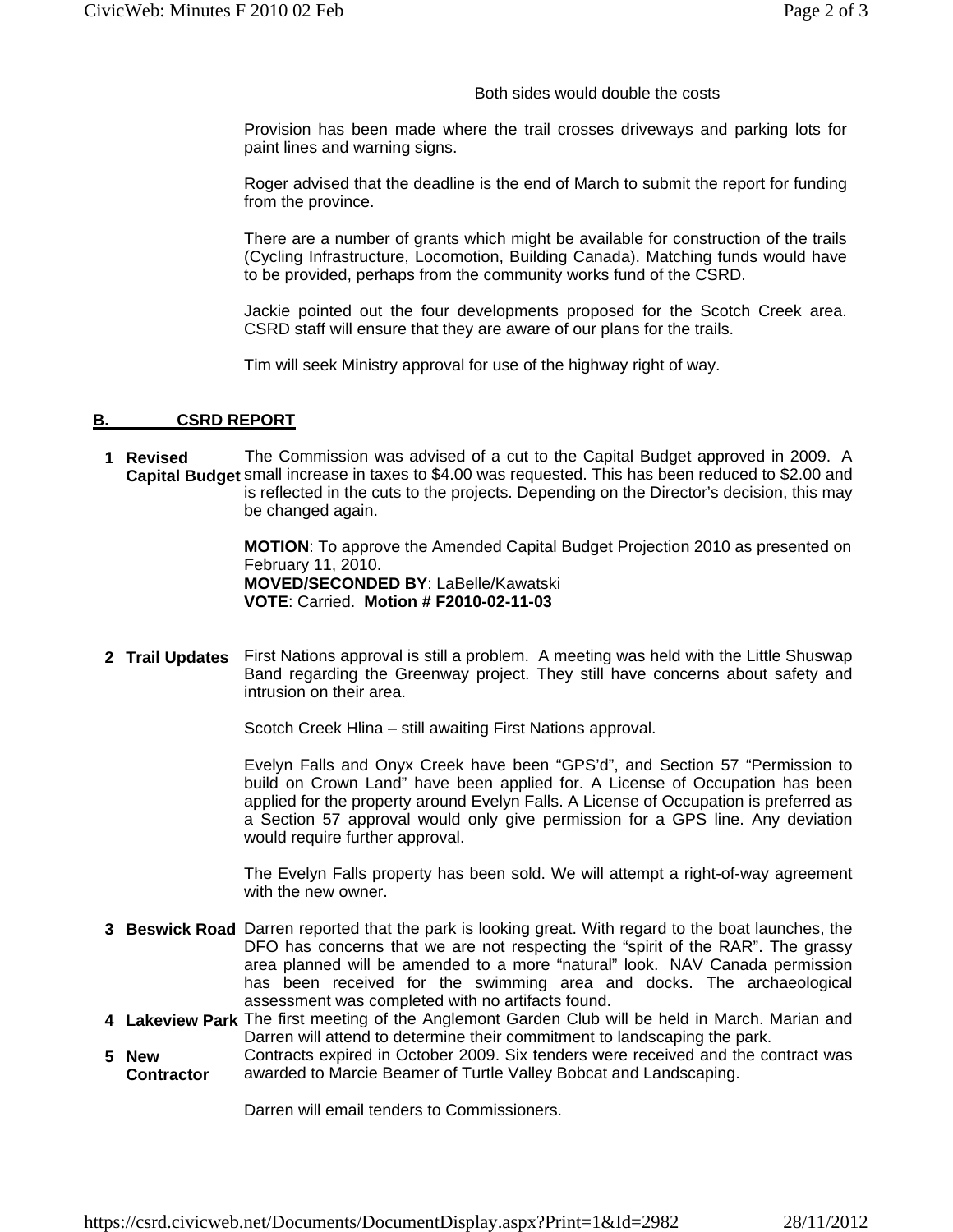Both sides would double the costs

Provision has been made where the trail crosses driveways and parking lots for paint lines and warning signs.

Roger advised that the deadline is the end of March to submit the report for funding from the province.

There are a number of grants which might be available for construction of the trails (Cycling Infrastructure, Locomotion, Building Canada). Matching funds would have to be provided, perhaps from the community works fund of the CSRD.

Jackie pointed out the four developments proposed for the Scotch Creek area. CSRD staff will ensure that they are aware of our plans for the trails.

Tim will seek Ministry approval for use of the highway right of way.

## B. CSRD REPORT

**1 Revised Capital Budget**

The Commission was advised of a cut to the Capital Budget approved in 2009. A small increase in taxes to $4.00 was requested. This has been reduced to $2.00 and is reflected in the cuts to the projects. Depending on the Director's decision, this may be changed again.

**MOTION**: To approve the Amended Capital Budget Projection 2010 as presented on February 11, 2010.
**MOVED/SECONDED BY**: LaBelle/Kawatski
**VOTE**: Carried. **Motion # F2010-02-11-03**

**2 Trail Updates**

First Nations approval is still a problem. A meeting was held with the Little Shuswap Band regarding the Greenway project. They still have concerns about safety and intrusion on their area.

Scotch Creek Hlina – still awaiting First Nations approval.

Evelyn Falls and Onyx Creek have been "GPS'd", and Section 57 "Permission to build on Crown Land" have been applied for. A License of Occupation has been applied for the property around Evelyn Falls. A License of Occupation is preferred as a Section 57 approval would only give permission for a GPS line. Any deviation would require further approval.

The Evelyn Falls property has been sold. We will attempt a right-of-way agreement with the new owner.

**3 Beswick Road**

Darren reported that the park is looking great. With regard to the boat launches, the DFO has concerns that we are not respecting the "spirit of the RAR". The grassy area planned will be amended to a more "natural" look. NAV Canada permission has been received for the swimming area and docks. The archaeological assessment was completed with no artifacts found.

**4 Lakeview Park**

The first meeting of the Anglemont Garden Club will be held in March. Marian and Darren will attend to determine their commitment to landscaping the park.

**5 New Contractor**

Contracts expired in October 2009. Six tenders were received and the contract was awarded to Marcie Beamer of Turtle Valley Bobcat and Landscaping.

Darren will email tenders to Commissioners.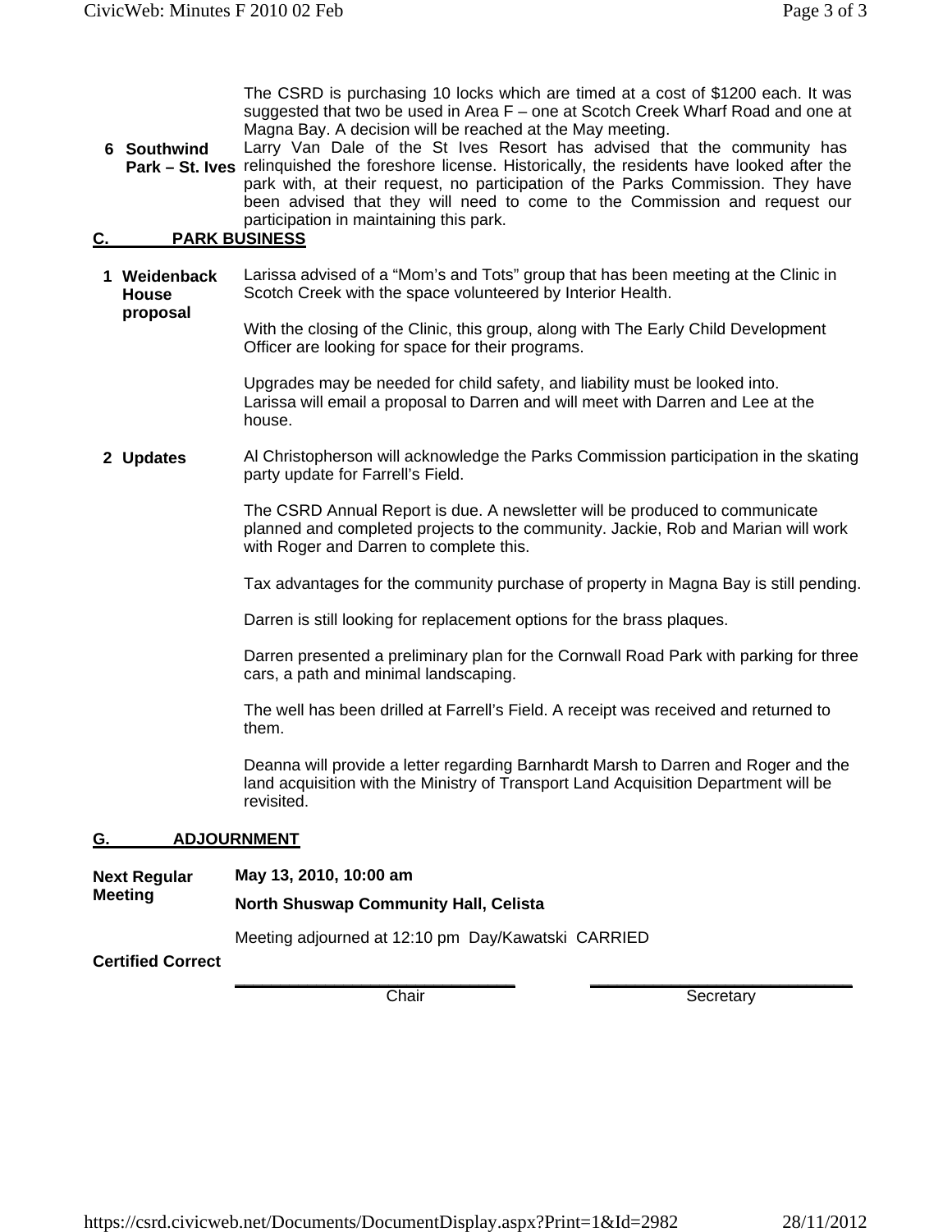The CSRD is purchasing 10 locks which are timed at a cost of $1200 each. It was suggested that two be used in Area F – one at Scotch Creek Wharf Road and one at Magna Bay. A decision will be reached at the May meeting.

**6 Southwind Park – St. Ives**

Larry Van Dale of the St Ives Resort has advised that the community has relinquished the foreshore license. Historically, the residents have looked after the park with, at their request, no participation of the Parks Commission. They have been advised that they will need to come to the Commission and request our participation in maintaining this park.

## C. PARK BUSINESS

**1 Weidenback House proposal**

Larissa advised of a "Mom's and Tots" group that has been meeting at the Clinic in Scotch Creek with the space volunteered by Interior Health.

With the closing of the Clinic, this group, along with The Early Child Development Officer are looking for space for their programs.

Upgrades may be needed for child safety, and liability must be looked into. Larissa will email a proposal to Darren and will meet with Darren and Lee at the house.

**2 Updates**

Al Christopherson will acknowledge the Parks Commission participation in the skating party update for Farrell's Field.

The CSRD Annual Report is due. A newsletter will be produced to communicate planned and completed projects to the community. Jackie, Rob and Marian will work with Roger and Darren to complete this.

Tax advantages for the community purchase of property in Magna Bay is still pending.

Darren is still looking for replacement options for the brass plaques.

Darren presented a preliminary plan for the Cornwall Road Park with parking for three cars, a path and minimal landscaping.

The well has been drilled at Farrell's Field. A receipt was received and returned to them.

Deanna will provide a letter regarding Barnhardt Marsh to Darren and Roger and the land acquisition with the Ministry of Transport Land Acquisition Department will be revisited.

## G. ADJOURNMENT

**Next Regular Meeting**

**May 13, 2010, 10:00 am**

**North Shuswap Community Hall, Celista**

Meeting adjourned at 12:10 pm Day/Kawatski CARRIED

**Certified Correct**

| ______________________________ | ______________________________ |
|---|---|
| Chair | Secretary |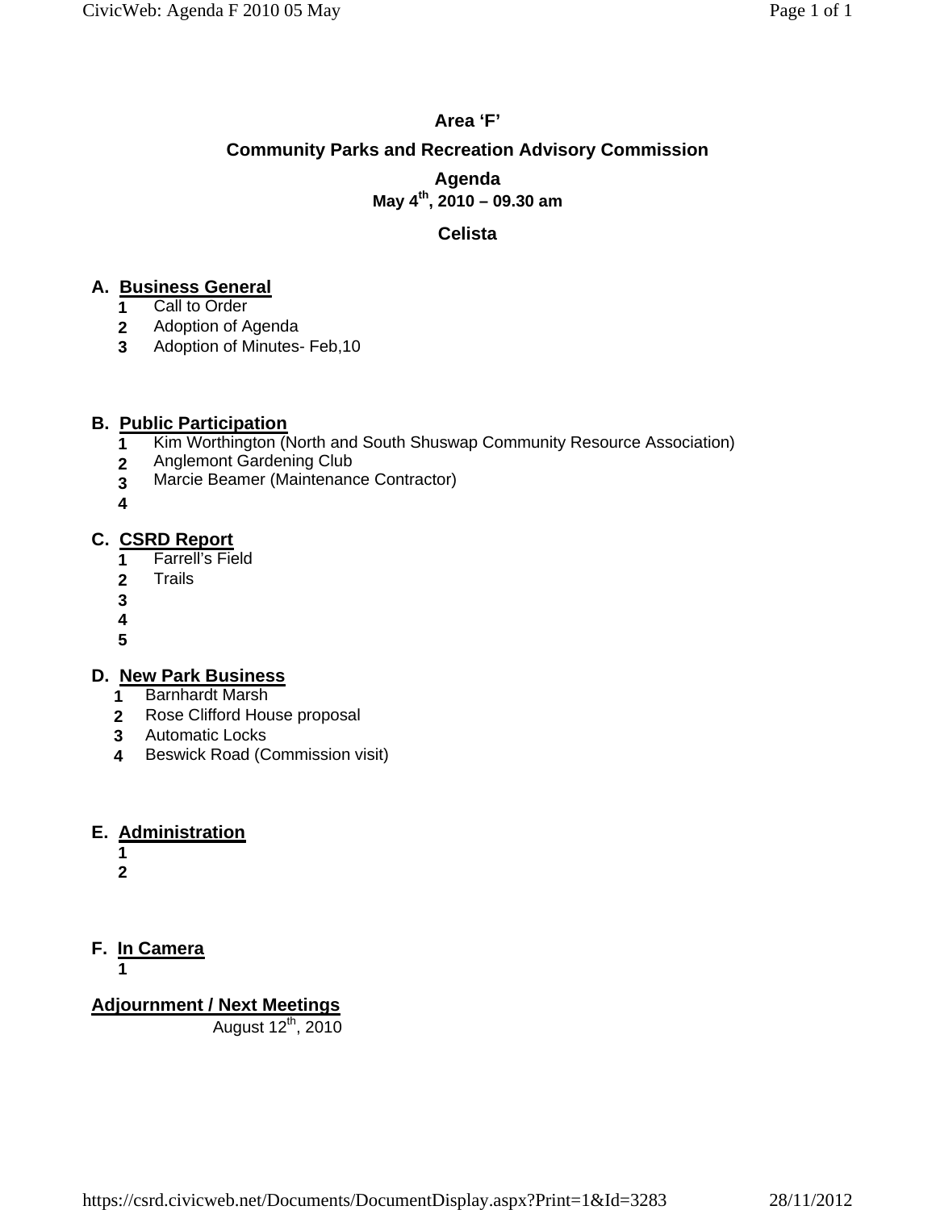# Area 'F'

## Community Parks and Recreation Advisory Commission

### Agenda

**May 4th, 2010 – 09.30 am**

### Celista

## A. Business General

1. Call to Order
2. Adoption of Agenda
3. Adoption of Minutes- Feb,10

## B. Public Participation

1. Kim Worthington (North and South Shuswap Community Resource Association)
2. Anglemont Gardening Club
3. Marcie Beamer (Maintenance Contractor)
4.

## C. CSRD Report

1. Farrell's Field
2. Trails
3.
4.
5.

## D. New Park Business

1. Barnhardt Marsh
2. Rose Clifford House proposal
3. Automatic Locks
4. Beswick Road (Commission visit)

## E. Administration

1.
2.

## F. In Camera

1.

## Adjournment / Next Meetings

August 12th, 2010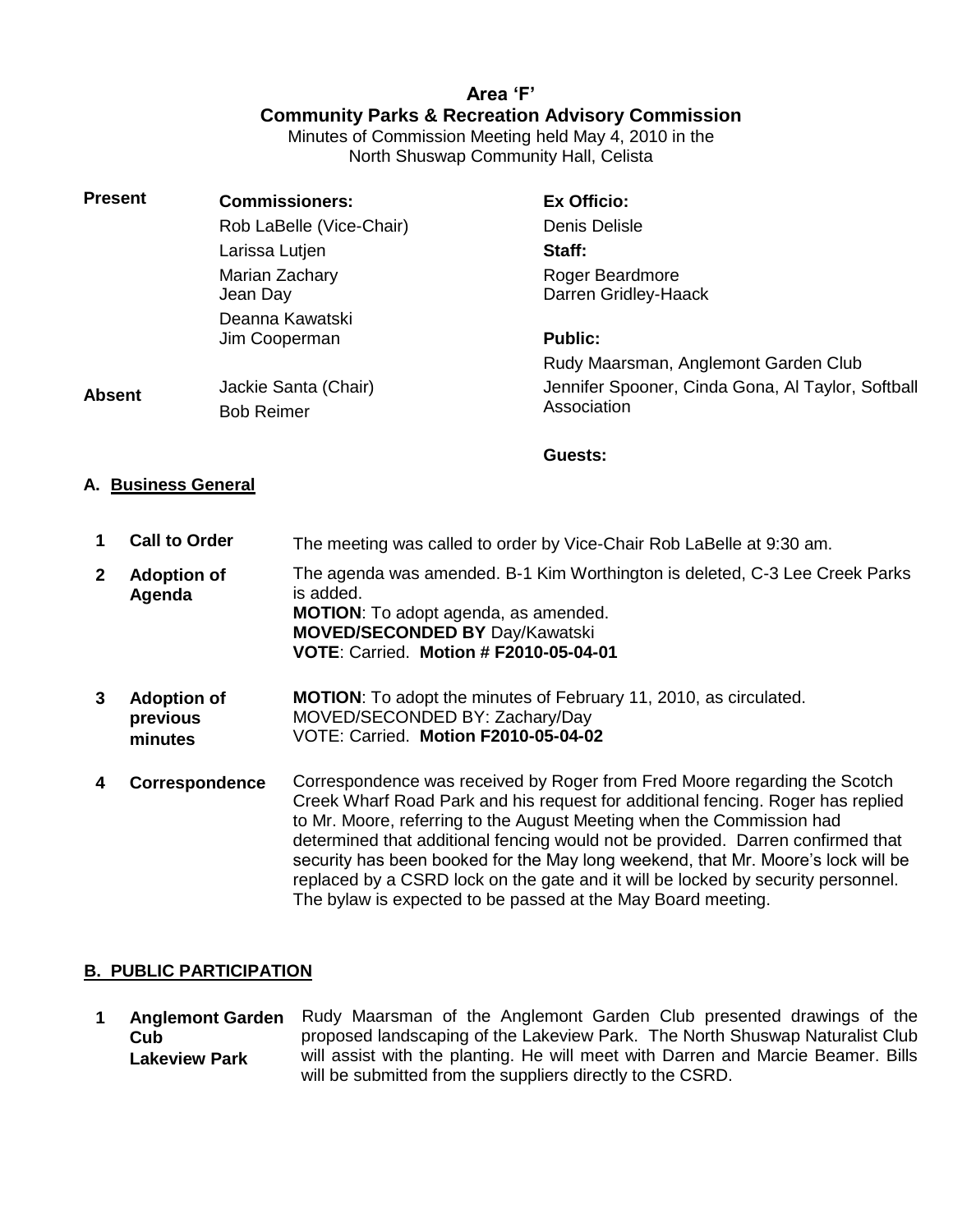**Area 'F'**
**Community Parks & Recreation Advisory Commission**

Minutes of Commission Meeting held May 4, 2010 in the North Shuswap Community Hall, Celista

| | | |
|---|---|---|
| **Present** | **Commissioners:** | **Ex Officio:** |
| | Rob LaBelle (Vice-Chair) | Denis Delisle |
| | Larissa Lutjen | **Staff:** |
| | Marian Zachary<br>Jean Day | Roger Beardmore<br>Darren Gridley-Haack |
| | Deanna Kawatski<br>Jim Cooperman | **Public:** |
| | | Rudy Maarsman, Anglemont Garden Club |
| **Absent** | Jackie Santa (Chair)<br>Bob Reimer | Jennifer Spooner, Cinda Gona, Al Taylor, Softball Association |
| | | **Guests:** |

## A. Business General

| | | |
|---|---|---|
| **1** | **Call to Order** | The meeting was called to order by Vice-Chair Rob LaBelle at 9:30 am. |
| **2** | **Adoption of Agenda** | The agenda was amended. B-1 Kim Worthington is deleted, C-3 Lee Creek Parks is added.<br>**MOTION**: To adopt agenda, as amended.<br>**MOVED/SECONDED BY** Day/Kawatski<br>**VOTE**: Carried. **Motion # F2010-05-04-01** |
| **3** | **Adoption of previous minutes** | **MOTION**: To adopt the minutes of February 11, 2010, as circulated.<br>MOVED/SECONDED BY: Zachary/Day<br>VOTE: Carried. **Motion F2010-05-04-02** |
| **4** | **Correspondence** | Correspondence was received by Roger from Fred Moore regarding the Scotch Creek Wharf Road Park and his request for additional fencing. Roger has replied to Mr. Moore, referring to the August Meeting when the Commission had determined that additional fencing would not be provided. Darren confirmed that security has been booked for the May long weekend, that Mr. Moore's lock will be replaced by a CSRD lock on the gate and it will be locked by security personnel. The bylaw is expected to be passed at the May Board meeting. |

## B. PUBLIC PARTICIPATION

| | | |
|---|---|---|
| **1** | **Anglemont Garden Cub**<br>**Lakeview Park** | Rudy Maarsman of the Anglemont Garden Club presented drawings of the proposed landscaping of the Lakeview Park. The North Shuswap Naturalist Club will assist with the planting. He will meet with Darren and Marcie Beamer. Bills will be submitted from the suppliers directly to the CSRD. |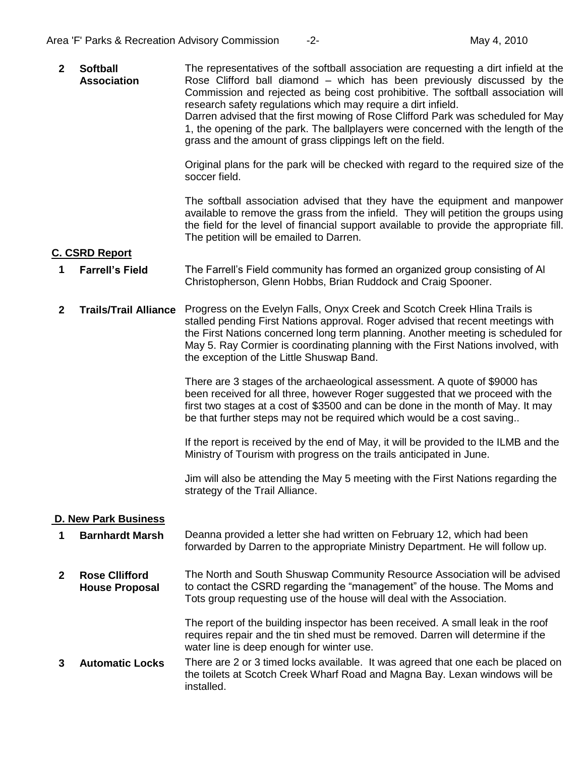**2 Softball Association**

The representatives of the softball association are requesting a dirt infield at the Rose Clifford ball diamond – which has been previously discussed by the Commission and rejected as being cost prohibitive. The softball association will research safety regulations which may require a dirt infield.
Darren advised that the first mowing of Rose Clifford Park was scheduled for May 1, the opening of the park. The ballplayers were concerned with the length of the grass and the amount of grass clippings left on the field.

Original plans for the park will be checked with regard to the required size of the soccer field.

The softball association advised that they have the equipment and manpower available to remove the grass from the infield. They will petition the groups using the field for the level of financial support available to provide the appropriate fill. The petition will be emailed to Darren.

## C. CSRD Report

**1 Farrell's Field**

The Farrell's Field community has formed an organized group consisting of Al Christopherson, Glenn Hobbs, Brian Ruddock and Craig Spooner.

**2 Trails/Trail Alliance**

Progress on the Evelyn Falls, Onyx Creek and Scotch Creek Hlina Trails is stalled pending First Nations approval. Roger advised that recent meetings with the First Nations concerned long term planning. Another meeting is scheduled for May 5. Ray Cormier is coordinating planning with the First Nations involved, with the exception of the Little Shuswap Band.

There are 3 stages of the archaeological assessment. A quote of $9000 has been received for all three, however Roger suggested that we proceed with the first two stages at a cost of $3500 and can be done in the month of May. It may be that further steps may not be required which would be a cost saving..

If the report is received by the end of May, it will be provided to the ILMB and the Ministry of Tourism with progress on the trails anticipated in June.

Jim will also be attending the May 5 meeting with the First Nations regarding the strategy of the Trail Alliance.

## D. New Park Business

**1 Barnhardt Marsh**

Deanna provided a letter she had written on February 12, which had been forwarded by Darren to the appropriate Ministry Department. He will follow up.

**2 Rose Cllifford House Proposal**

The North and South Shuswap Community Resource Association will be advised to contact the CSRD regarding the "management" of the house. The Moms and Tots group requesting use of the house will deal with the Association.

The report of the building inspector has been received. A small leak in the roof requires repair and the tin shed must be removed. Darren will determine if the water line is deep enough for winter use.

**3 Automatic Locks**

There are 2 or 3 timed locks available. It was agreed that one each be placed on the toilets at Scotch Creek Wharf Road and Magna Bay. Lexan windows will be installed.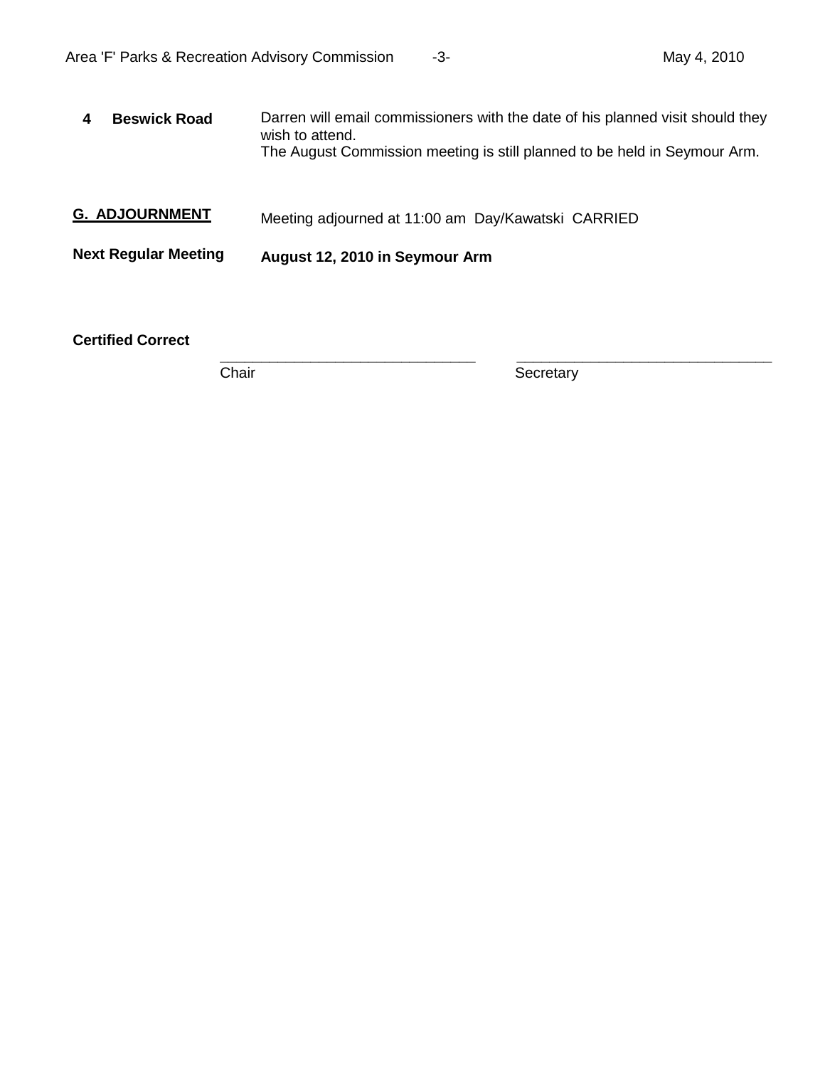**4 Beswick Road**

Darren will email commissioners with the date of his planned visit should they wish to attend.
The August Commission meeting is still planned to be held in Seymour Arm.

**G. ADJOURNMENT**

Meeting adjourned at 11:00 am Day/Kawatski CARRIED

**Next Regular Meeting**

**August 12, 2010 in Seymour Arm**

**Certified Correct**

| _______________________________ | _______________________________ |
| --- | --- |
| Chair | Secretary |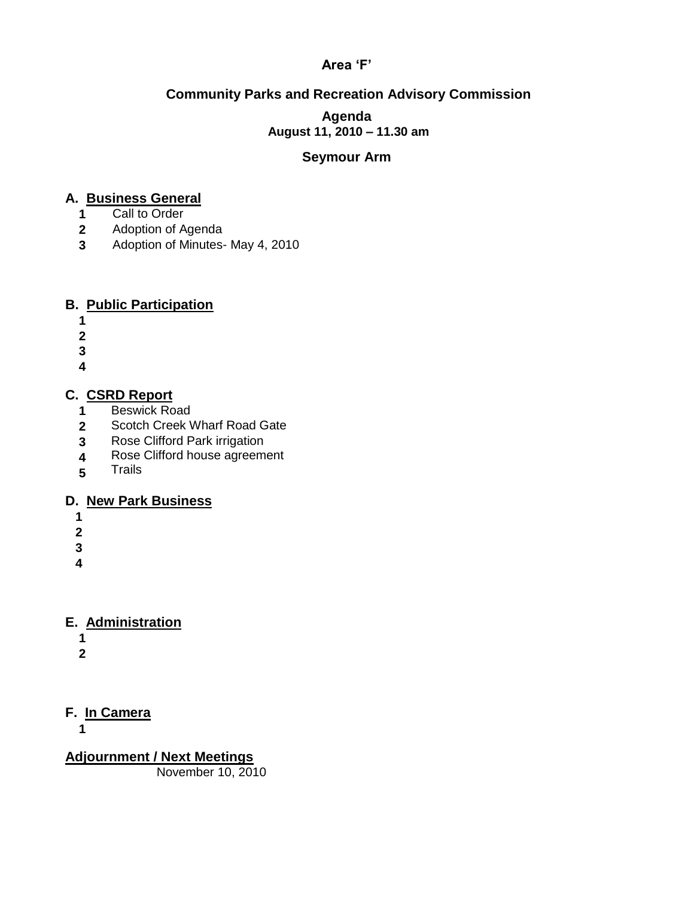**Area 'F'**

**Community Parks and Recreation Advisory Commission**

**Agenda**
**August 11, 2010 – 11.30 am**

**Seymour Arm**

## A. Business General

1. Call to Order
2. Adoption of Agenda
3. Adoption of Minutes- May 4, 2010

## B. Public Participation

1. 
2. 
3. 
4. 

## C. CSRD Report

1. Beswick Road
2. Scotch Creek Wharf Road Gate
3. Rose Clifford Park irrigation
4. Rose Clifford house agreement
5. Trails

## D. New Park Business

1. 
2. 
3. 
4. 

## E. Administration

1. 
2. 

## F. In Camera

1. 

## Adjournment / Next Meetings

November 10, 2010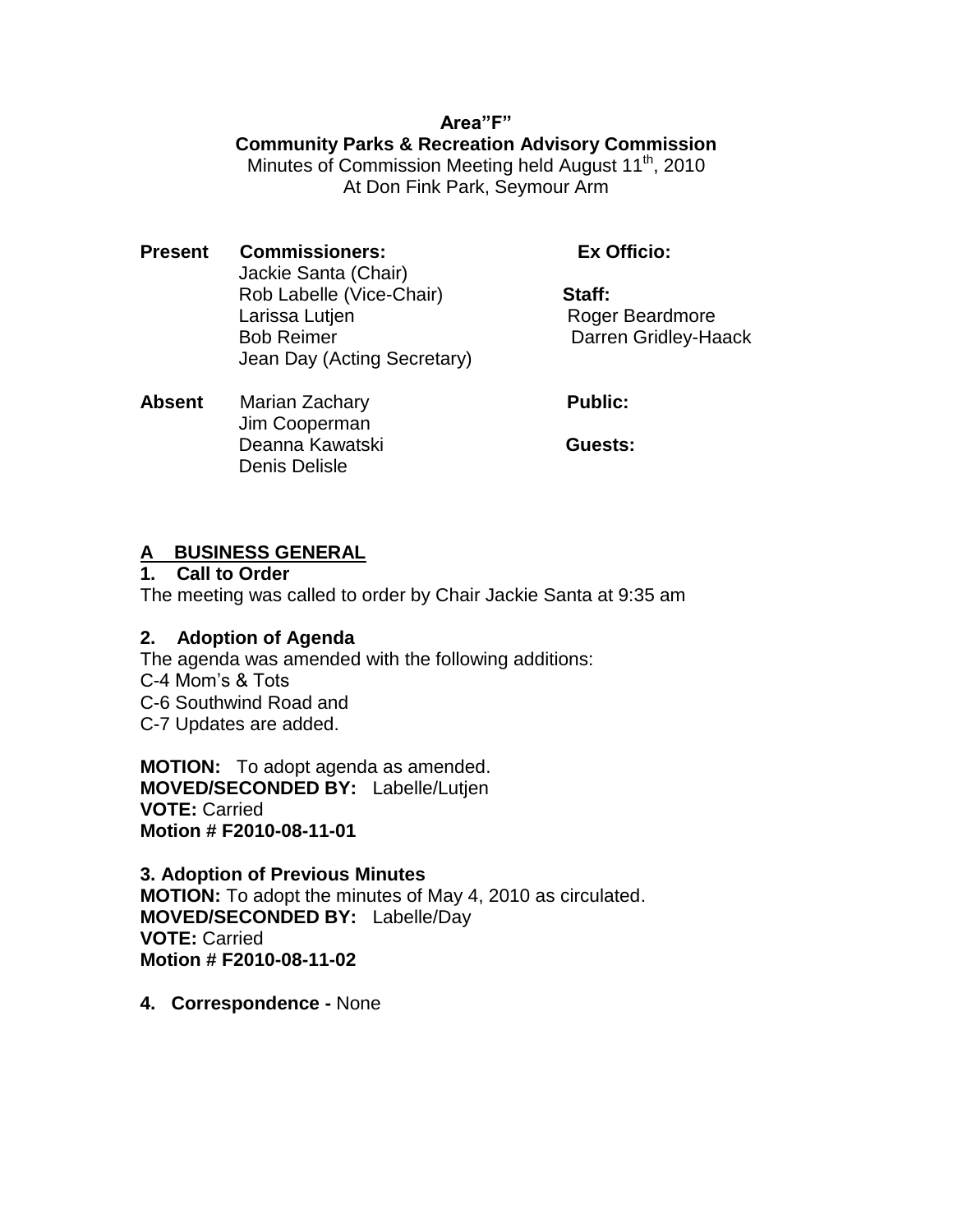**Area"F"**

**Community Parks & Recreation Advisory Commission**

Minutes of Commission Meeting held August 11th, 2010
At Don Fink Park, Seymour Arm

| | | |
|---|---|---|
| **Present** | **Commissioners:** | **Ex Officio:** |
| | Jackie Santa (Chair) | |
| | Rob Labelle (Vice-Chair) | **Staff:** |
| | Larissa Lutjen | Roger Beardmore |
| | Bob Reimer | Darren Gridley-Haack |
| | Jean Day (Acting Secretary) | |
| **Absent** | Marian Zachary | **Public:** |
| | Jim Cooperman | |
| | Deanna Kawatski | **Guests:** |
| | Denis Delisle | |

## A BUSINESS GENERAL

### 1. Call to Order

The meeting was called to order by Chair Jackie Santa at 9:35 am

### 2. Adoption of Agenda

The agenda was amended with the following additions:
C-4 Mom's & Tots
C-6 Southwind Road and
C-7 Updates are added.

**MOTION:** To adopt agenda as amended.
**MOVED/SECONDED BY:** Labelle/Lutjen
**VOTE:** Carried
**Motion # F2010-08-11-01**

### 3. Adoption of Previous Minutes

**MOTION:** To adopt the minutes of May 4, 2010 as circulated.
**MOVED/SECONDED BY:** Labelle/Day
**VOTE:** Carried
**Motion # F2010-08-11-02**

**4. Correspondence -** None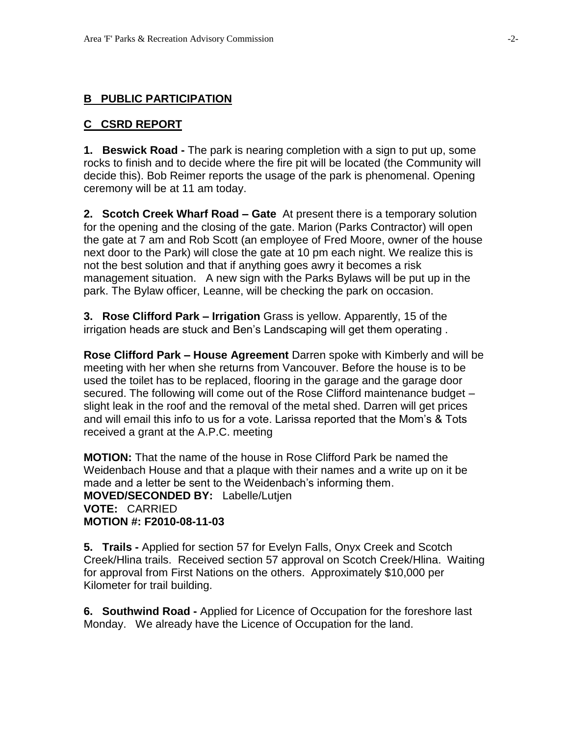## B PUBLIC PARTICIPATION

## C CSRD REPORT

**1. Beswick Road -** The park is nearing completion with a sign to put up, some rocks to finish and to decide where the fire pit will be located (the Community will decide this). Bob Reimer reports the usage of the park is phenomenal. Opening ceremony will be at 11 am today.

**2. Scotch Creek Wharf Road – Gate** At present there is a temporary solution for the opening and the closing of the gate. Marion (Parks Contractor) will open the gate at 7 am and Rob Scott (an employee of Fred Moore, owner of the house next door to the Park) will close the gate at 10 pm each night. We realize this is not the best solution and that if anything goes awry it becomes a risk management situation. A new sign with the Parks Bylaws will be put up in the park. The Bylaw officer, Leanne, will be checking the park on occasion.

**3. Rose Clifford Park – Irrigation** Grass is yellow. Apparently, 15 of the irrigation heads are stuck and Ben's Landscaping will get them operating .

**Rose Clifford Park – House Agreement** Darren spoke with Kimberly and will be meeting with her when she returns from Vancouver. Before the house is to be used the toilet has to be replaced, flooring in the garage and the garage door secured. The following will come out of the Rose Clifford maintenance budget – slight leak in the roof and the removal of the metal shed. Darren will get prices and will email this info to us for a vote. Larissa reported that the Mom's & Tots received a grant at the A.P.C. meeting

**MOTION:** That the name of the house in Rose Clifford Park be named the Weidenbach House and that a plaque with their names and a write up on it be made and a letter be sent to the Weidenbach's informing them.
**MOVED/SECONDED BY:** Labelle/Lutjen
**VOTE:** CARRIED
**MOTION #: F2010-08-11-03**

**5. Trails -** Applied for section 57 for Evelyn Falls, Onyx Creek and Scotch Creek/Hlina trails. Received section 57 approval on Scotch Creek/Hlina. Waiting for approval from First Nations on the others. Approximately $10,000 per Kilometer for trail building.

**6. Southwind Road -** Applied for Licence of Occupation for the foreshore last Monday. We already have the Licence of Occupation for the land.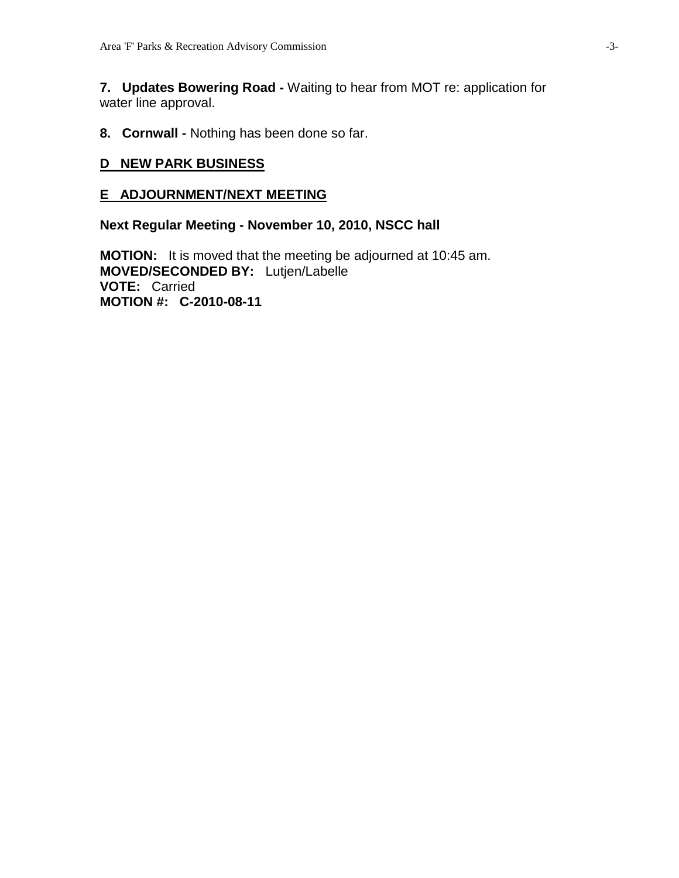**7. Updates Bowering Road -** Waiting to hear from MOT re: application for water line approval.

**8. Cornwall -** Nothing has been done so far.

## D NEW PARK BUSINESS

## E ADJOURNMENT/NEXT MEETING

**Next Regular Meeting - November 10, 2010, NSCC hall**

**MOTION:** It is moved that the meeting be adjourned at 10:45 am.
**MOVED/SECONDED BY:** Lutjen/Labelle
**VOTE:** Carried
**MOTION #: C-2010-08-11**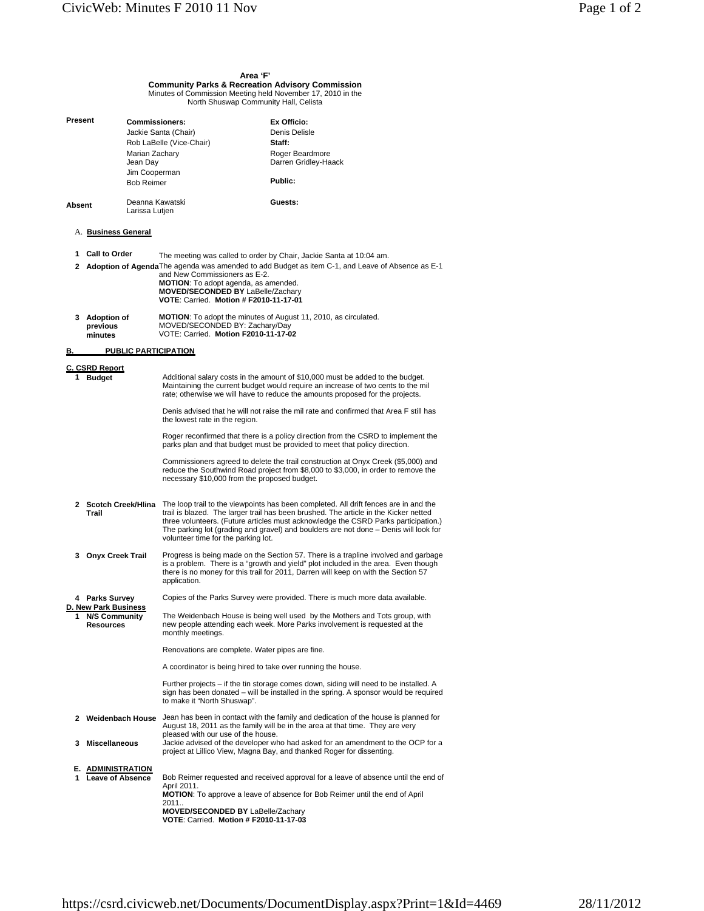**Area 'F'**
**Community Parks & Recreation Advisory Commission**
Minutes of Commission Meeting held November 17, 2010 in the North Shuswap Community Hall, Celista

| | | |
|---|---|---|
| **Present** | **Commissioners:** | **Ex Officio:** |
| | Jackie Santa (Chair) | Denis Delisle |
| | Rob LaBelle (Vice-Chair) | **Staff:** |
| | Marian Zachary | Roger Beardmore |
| | Jean Day | Darren Gridley-Haack |
| | Jim Cooperman | |
| | Bob Reimer | **Public:** |
| **Absent** | Deanna Kawatski<br>Larissa Lutjen | **Guests:** |

A. **Business General**

**1 Call to Order** — The meeting was called to order by Chair, Jackie Santa at 10:04 am.

**2 Adoption of Agenda** — The agenda was amended to add Budget as item C-1, and Leave of Absence as E-1 and New Commissioners as E-2.
**MOTION**: To adopt agenda, as amended.
**MOVED/SECONDED BY** LaBelle/Zachary
**VOTE**: Carried. **Motion # F2010-11-17-01**

**3 Adoption of previous minutes** — **MOTION**: To adopt the minutes of August 11, 2010, as circulated.
MOVED/SECONDED BY: Zachary/Day
VOTE: Carried. **Motion F2010-11-17-02**

**B. PUBLIC PARTICIPATION**

**C. CSRD Report**

**1 Budget**

Additional salary costs in the amount of $10,000 must be added to the budget. Maintaining the current budget would require an increase of two cents to the mil rate; otherwise we will have to reduce the amounts proposed for the projects.

Denis advised that he will not raise the mil rate and confirmed that Area F still has the lowest rate in the region.

Roger reconfirmed that there is a policy direction from the CSRD to implement the parks plan and that budget must be provided to meet that policy direction.

Commissioners agreed to delete the trail construction at Onyx Creek ($5,000) and reduce the Southwind Road project from $8,000 to $3,000, in order to remove the necessary $10,000 from the proposed budget.

**2 Scotch Creek/Hlina Trail**

The loop trail to the viewpoints has been completed. All drift fences are in and the trail is blazed. The larger trail has been brushed. The article in the Kicker netted three volunteers. (Future articles must acknowledge the CSRD Parks participation.) The parking lot (grading and gravel) and boulders are not done – Denis will look for volunteer time for the parking lot.

**3 Onyx Creek Trail**

Progress is being made on the Section 57. There is a trapline involved and garbage is a problem. There is a "growth and yield" plot included in the area. Even though there is no money for this trail for 2011, Darren will keep on with the Section 57 application.

**4 Parks Survey**

Copies of the Parks Survey were provided. There is much more data available.

**D. New Park Business**

**1 N/S Community Resources**

The Weidenbach House is being well used by the Mothers and Tots group, with new people attending each week. More Parks involvement is requested at the monthly meetings.

Renovations are complete. Water pipes are fine.

A coordinator is being hired to take over running the house.

Further projects – if the tin storage comes down, siding will need to be installed. A sign has been donated – will be installed in the spring. A sponsor would be required to make it "North Shuswap".

**2 Weidenbach House**

Jean has been in contact with the family and dedication of the house is planned for August 18, 2011 as the family will be in the area at that time. They are very pleased with our use of the house.

**3 Miscellaneous**

Jackie advised of the developer who had asked for an amendment to the OCP for a project at Lillico View, Magna Bay, and thanked Roger for dissenting.

**E. ADMINISTRATION**

**1 Leave of Absence**

Bob Reimer requested and received approval for a leave of absence until the end of April 2011.
**MOTION**: To approve a leave of absence for Bob Reimer until the end of April 2011..
**MOVED/SECONDED BY** LaBelle/Zachary
**VOTE**: Carried. **Motion # F2010-11-17-03**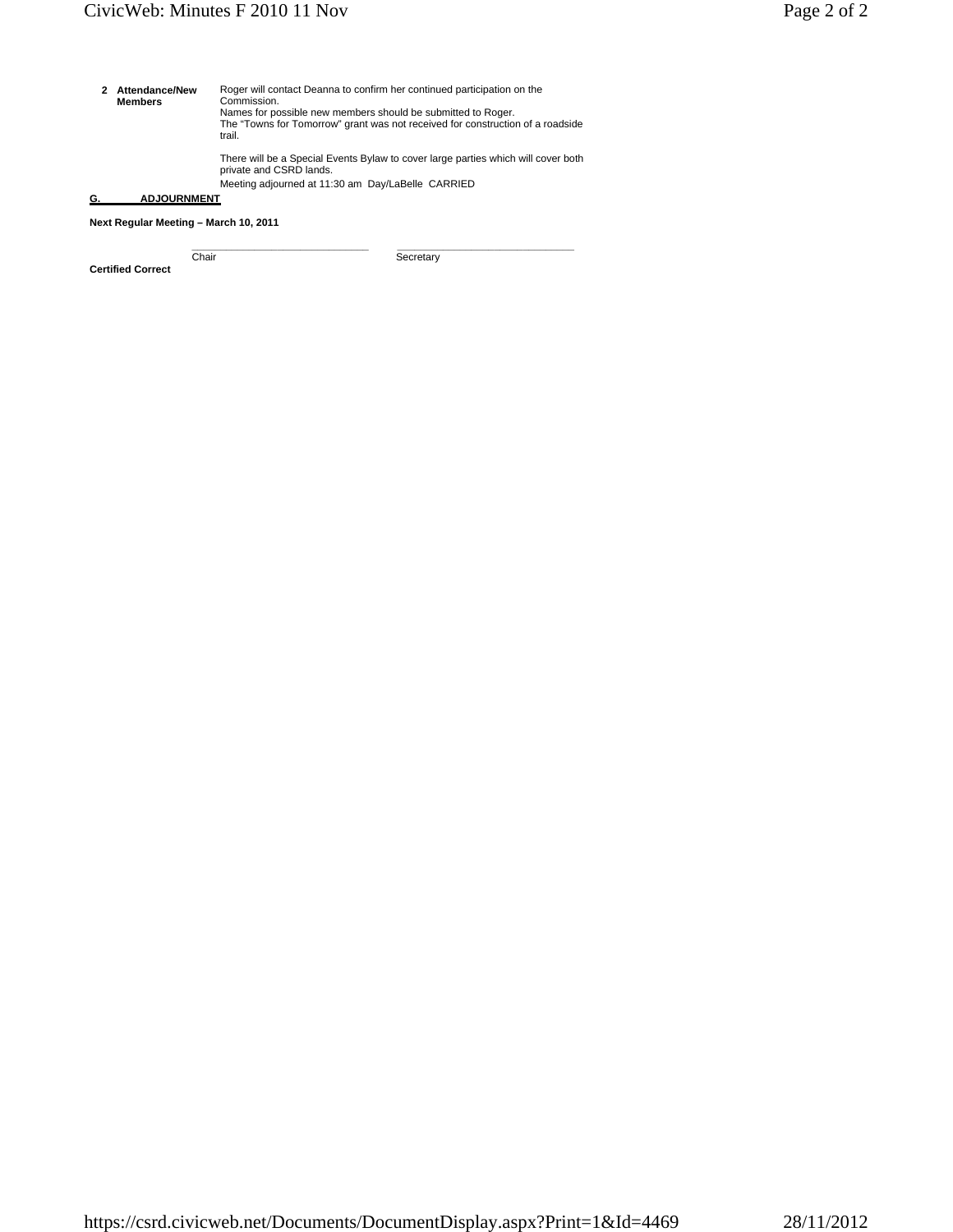| | | |
|---|---|---|
| **2** | **Attendance/New Members** | Roger will contact Deanna to confirm her continued participation on the Commission.<br>Names for possible new members should be submitted to Roger.<br>The "Towns for Tomorrow" grant was not received for construction of a roadside trail.<br><br>There will be a Special Events Bylaw to cover large parties which will cover both private and CSRD lands.<br>Meeting adjourned at 11:30 am Day/LaBelle CARRIED |

**G. ADJOURNMENT**

**Next Regular Meeting – March 10, 2011**

\_\_\_\_\_\_\_\_\_\_\_\_\_\_\_\_\_\_\_\_\_\_\_\_\_\_\_\_\_\_ Chair

\_\_\_\_\_\_\_\_\_\_\_\_\_\_\_\_\_\_\_\_\_\_\_\_\_\_\_\_\_\_ Secretary

**Certified Correct**